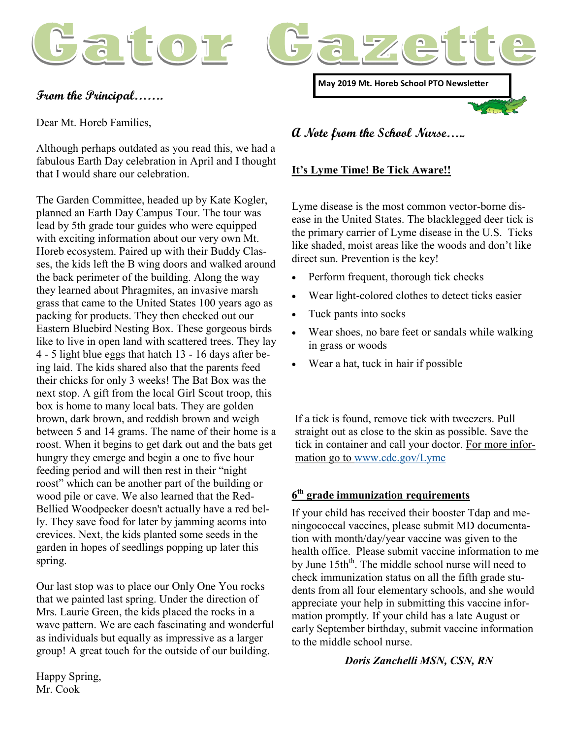# Gator Gazette

**May 2019 Mt. Horeb School PTO Newsletter**

## From the Principal…….

Dear Mt. Horeb Families,

Although perhaps outdated as you read this, we had a fabulous Earth Day celebration in April and I thought that I would share our celebration.

The Garden Committee, headed up by Kate Kogler, planned an Earth Day Campus Tour. The tour was lead by 5th grade tour guides who were equipped with exciting information about our very own Mt. Horeb ecosystem. Paired up with their Buddy Classes, the kids left the B wing doors and walked around the back perimeter of the building. Along the way they learned about Phragmites, an invasive marsh grass that came to the United States 100 years ago as packing for products. They then checked out our Eastern Bluebird Nesting Box. These gorgeous birds like to live in open land with scattered trees. They lay 4 - 5 light blue eggs that hatch 13 - 16 days after being laid. The kids shared also that the parents feed their chicks for only 3 weeks! The Bat Box was the next stop. A gift from the local Girl Scout troop, this box is home to many local bats. They are golden brown, dark brown, and reddish brown and weigh between 5 and 14 grams. The name of their home is a roost. When it begins to get dark out and the bats get hungry they emerge and begin a one to five hour feeding period and will then rest in their "night roost" which can be another part of the building or wood pile or cave. We also learned that the Red-Bellied Woodpecker doesn't actually have a red belly. They save food for later by jamming acorns into crevices. Next, the kids planted some seeds in the garden in hopes of seedlings popping up later this spring.

Our last stop was to place our Only One You rocks that we painted last spring. Under the direction of Mrs. Laurie Green, the kids placed the rocks in a wave pattern. We are each fascinating and wonderful as individuals but equally as impressive as a larger group! A great touch for the outside of our building.

Happy Spring,
Mr. Cook

## A Note from the School Nurse…..

### It's Lyme Time! Be Tick Aware!!

Lyme disease is the most common vector-borne disease in the United States. The blacklegged deer tick is the primary carrier of Lyme disease in the U.S. Ticks like shaded, moist areas like the woods and don't like direct sun. Prevention is the key!

- Perform frequent, thorough tick checks
- Wear light-colored clothes to detect ticks easier
- Tuck pants into socks
- Wear shoes, no bare feet or sandals while walking in grass or woods
- Wear a hat, tuck in hair if possible

If a tick is found, remove tick with tweezers. Pull straight out as close to the skin as possible. Save the tick in container and call your doctor. For more information go to www.cdc.gov/Lyme

### 6th grade immunization requirements

If your child has received their booster Tdap and meningococcal vaccines, please submit MD documentation with month/day/year vaccine was given to the health office. Please submit vaccine information to me by June 15th. The middle school nurse will need to check immunization status on all the fifth grade students from all four elementary schools, and she would appreciate your help in submitting this vaccine information promptly. If your child has a late August or early September birthday, submit vaccine information to the middle school nurse.

***Doris Zanchelli MSN, CSN, RN***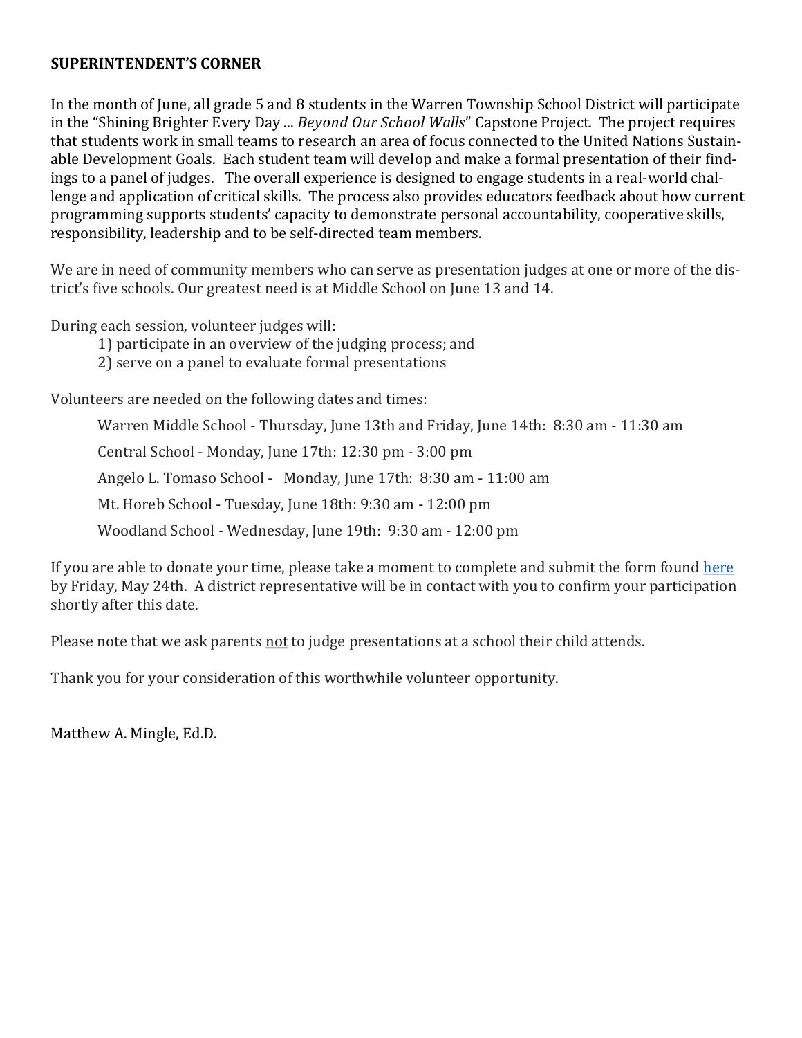**SUPERINTENDENT'S CORNER**

In the month of June, all grade 5 and 8 students in the Warren Township School District will participate in the "Shining Brighter Every Day ... *Beyond Our School Walls*" Capstone Project. The project requires that students work in small teams to research an area of focus connected to the United Nations Sustainable Development Goals. Each student team will develop and make a formal presentation of their findings to a panel of judges. The overall experience is designed to engage students in a real-world challenge and application of critical skills. The process also provides educators feedback about how current programming supports students' capacity to demonstrate personal accountability, cooperative skills, responsibility, leadership and to be self-directed team members.

We are in need of community members who can serve as presentation judges at one or more of the district's five schools. Our greatest need is at Middle School on June 13 and 14.

During each session, volunteer judges will:

1) participate in an overview of the judging process; and
2) serve on a panel to evaluate formal presentations

Volunteers are needed on the following dates and times:

Warren Middle School - Thursday, June 13th and Friday, June 14th: 8:30 am - 11:30 am

Central School - Monday, June 17th: 12:30 pm - 3:00 pm

Angelo L. Tomaso School - Monday, June 17th: 8:30 am - 11:00 am

Mt. Horeb School - Tuesday, June 18th: 9:30 am - 12:00 pm

Woodland School - Wednesday, June 19th: 9:30 am - 12:00 pm

If you are able to donate your time, please take a moment to complete and submit the form found here by Friday, May 24th. A district representative will be in contact with you to confirm your participation shortly after this date.

Please note that we ask parents not to judge presentations at a school their child attends.

Thank you for your consideration of this worthwhile volunteer opportunity.

Matthew A. Mingle, Ed.D.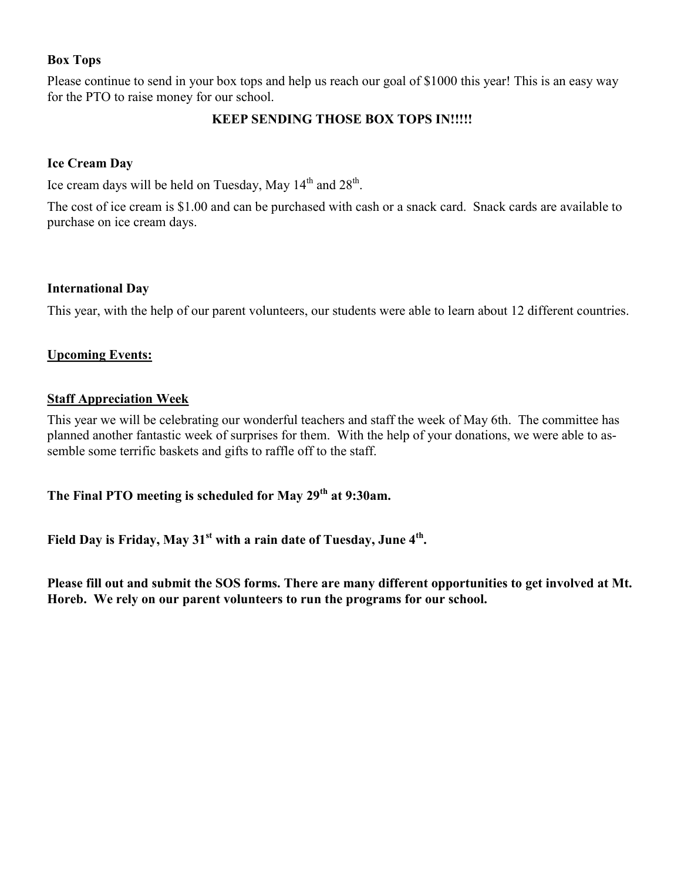**Box Tops**

Please continue to send in your box tops and help us reach our goal of $1000 this year! This is an easy way for the PTO to raise money for our school.

**KEEP SENDING THOSE BOX TOPS IN!!!!!**

**Ice Cream Day**

Ice cream days will be held on Tuesday, May 14th and 28th.

The cost of ice cream is $1.00 and can be purchased with cash or a snack card. Snack cards are available to purchase on ice cream days.

**International Day**

This year, with the help of our parent volunteers, our students were able to learn about 12 different countries.

**Upcoming Events:**

**Staff Appreciation Week**

This year we will be celebrating our wonderful teachers and staff the week of May 6th. The committee has planned another fantastic week of surprises for them. With the help of your donations, we were able to assemble some terrific baskets and gifts to raffle off to the staff.

**The Final PTO meeting is scheduled for May 29th at 9:30am.**

**Field Day is Friday, May 31st with a rain date of Tuesday, June 4th.**

**Please fill out and submit the SOS forms. There are many different opportunities to get involved at Mt. Horeb. We rely on our parent volunteers to run the programs for our school.**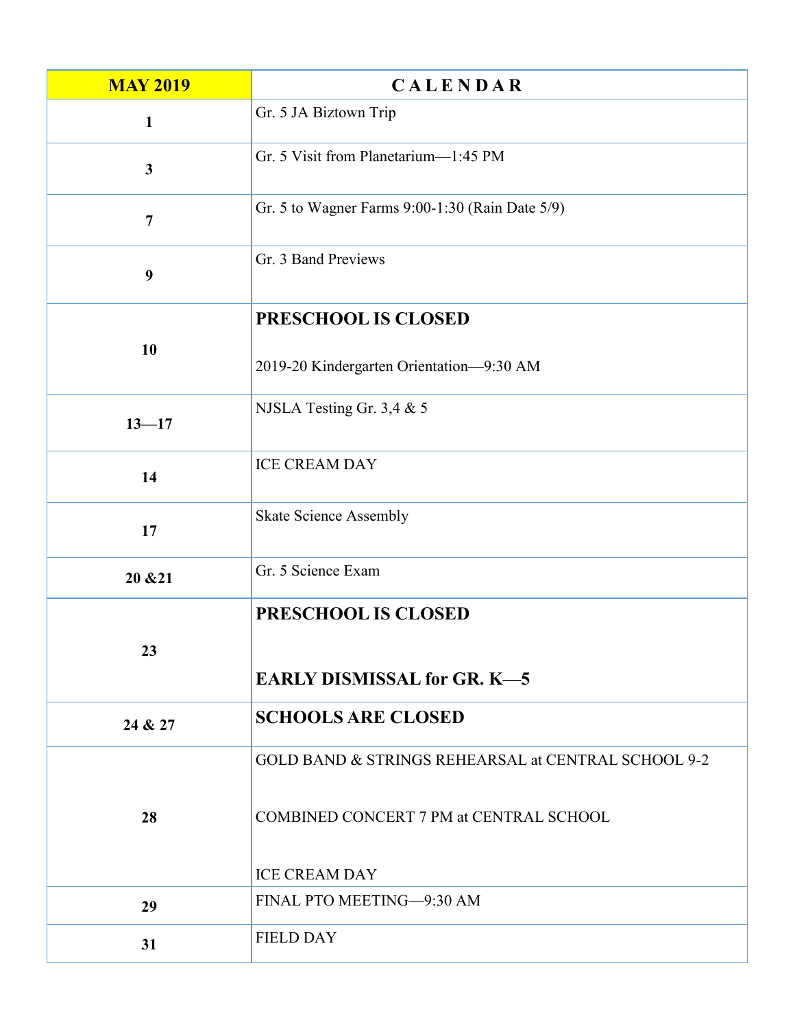| MAY 2019 | C A L E N D A R |
|---|---|
| **1** | Gr. 5 JA Biztown Trip |
| **3** | Gr. 5 Visit from Planetarium—1:45 PM |
| **7** | Gr. 5 to Wagner Farms 9:00-1:30 (Rain Date 5/9) |
| **9** | Gr. 3 Band Previews |
| **10** | **PRESCHOOL IS CLOSED**<br><br>2019-20 Kindergarten Orientation—9:30 AM |
| **13—17** | NJSLA Testing Gr. 3,4 & 5 |
| **14** | ICE CREAM DAY |
| **17** | Skate Science Assembly |
| **20 &21** | Gr. 5 Science Exam |
| **23** | **PRESCHOOL IS CLOSED**<br><br>**EARLY DISMISSAL for GR. K—5** |
| **24 & 27** | **SCHOOLS ARE CLOSED** |
| **28** | GOLD BAND & STRINGS REHEARSAL at CENTRAL SCHOOL 9-2<br><br>COMBINED CONCERT 7 PM at CENTRAL SCHOOL<br><br>ICE CREAM DAY |
| **29** | FINAL PTO MEETING—9:30 AM |
| **31** | FIELD DAY |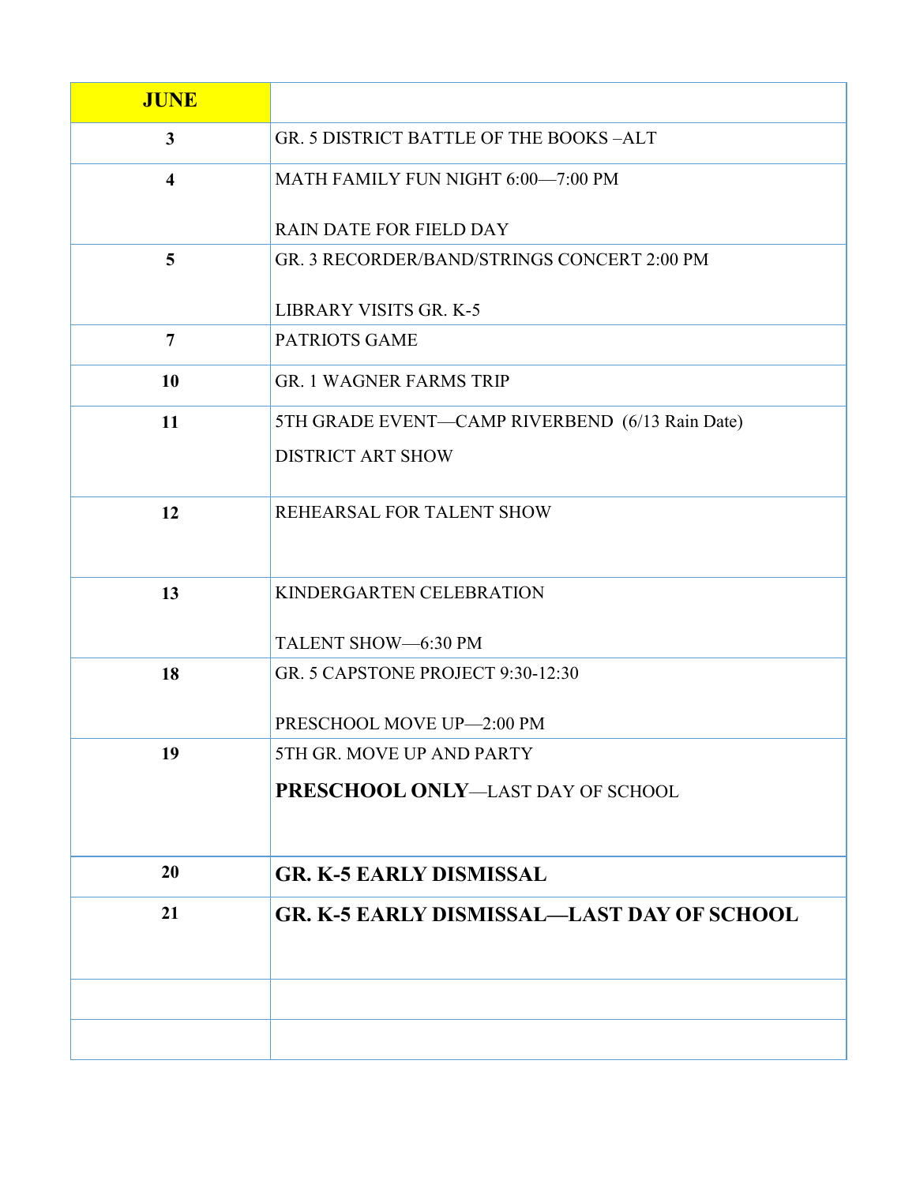| **JUNE** | |
|---|---|
| **3** | GR. 5 DISTRICT BATTLE OF THE BOOKS –ALT |
| **4** | MATH FAMILY FUN NIGHT 6:00—7:00 PM<br><br>RAIN DATE FOR FIELD DAY |
| **5** | GR. 3 RECORDER/BAND/STRINGS CONCERT 2:00 PM<br><br>LIBRARY VISITS GR. K-5 |
| **7** | PATRIOTS GAME |
| **10** | GR. 1 WAGNER FARMS TRIP |
| **11** | 5TH GRADE EVENT—CAMP RIVERBEND (6/13 Rain Date)<br>DISTRICT ART SHOW |
| **12** | REHEARSAL FOR TALENT SHOW |
| **13** | KINDERGARTEN CELEBRATION<br><br>TALENT SHOW—6:30 PM |
| **18** | GR. 5 CAPSTONE PROJECT 9:30-12:30<br><br>PRESCHOOL MOVE UP—2:00 PM |
| **19** | 5TH GR. MOVE UP AND PARTY<br>**PRESCHOOL ONLY**—LAST DAY OF SCHOOL |
| **20** | **GR. K-5 EARLY DISMISSAL** |
| **21** | **GR. K-5 EARLY DISMISSAL—LAST DAY OF SCHOOL** |
| | |
| | |